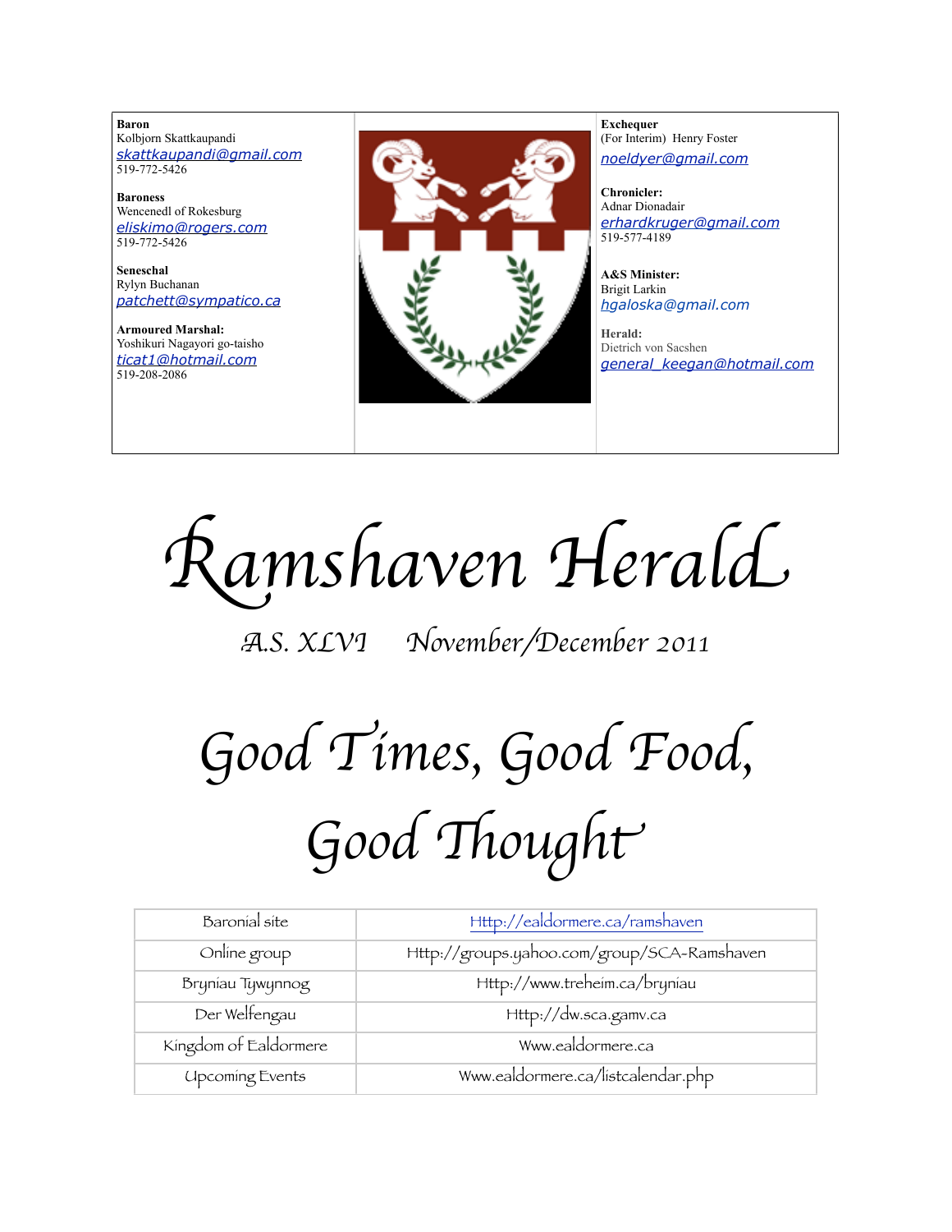**Baron**
Kolbjorn Skattkaupandi
skattkaupandi@gmail.com
519-772-5426

**Baroness**
Wencenedl of Rokesburg
eliskimo@rogers.com
519-772-5426

**Seneschal**
Rylyn Buchanan
patchett@sympatico.ca

**Armoured Marshal:**
Yoshikuri Nagayori go-taisho
ticat1@hotmail.com
519-208-2086

**Exchequer**
(For Interim) Henry Foster
noeldyer@gmail.com

**Chronicler:**
Adnar Dionadair
erhardkruger@gmail.com
519-577-4189

**A&S Minister:**
Brigit Larkin
hgaloska@gmail.com

**Herald:**
Dietrich von Sacshen
general_keegan@hotmail.com

# Ramshaven Herald

*A.S. XLVI November/December 2011*

## Good Times, Good Food, Good Thought

| Baronial site | Http://ealdormere.ca/ramshaven |
|---|---|
| Online group | Http://groups.yahoo.com/group/SCA-Ramshaven |
| Bryniau Tywynnog | Http://www.treheim.ca/bryniau |
| Der Welfengau | Http://dw.sca.gamv.ca |
| Kingdom of Ealdormere | Www.ealdormere.ca |
| Upcoming Events | Www.ealdormere.ca/listcalendar.php |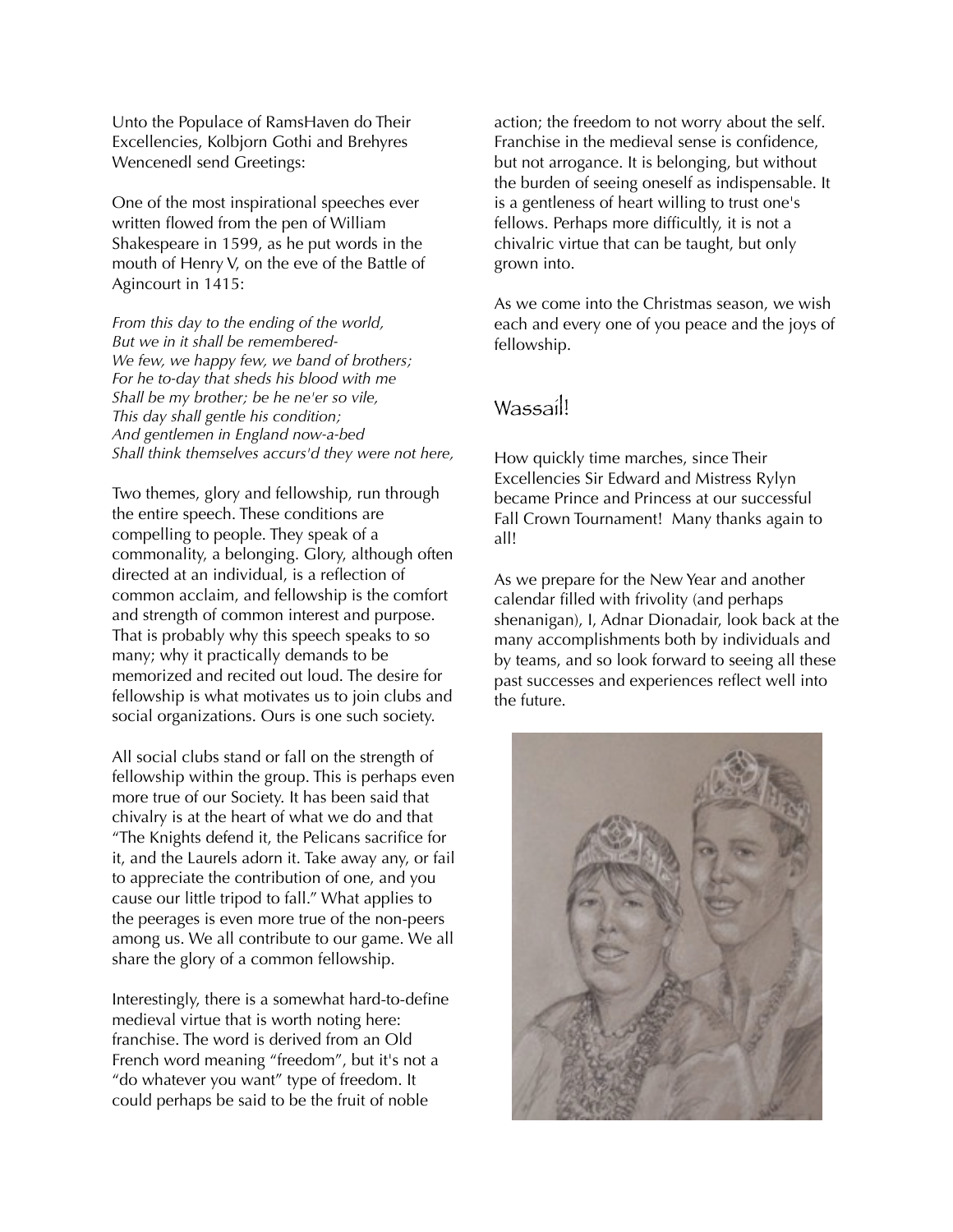Unto the Populace of RamsHaven do Their Excellencies, Kolbjorn Gothi and Brehyres Wencenedl send Greetings:

One of the most inspirational speeches ever written flowed from the pen of William Shakespeare in 1599, as he put words in the mouth of Henry V, on the eve of the Battle of Agincourt in 1415:

*From this day to the ending of the world,*
*But we in it shall be remembered-*
*We few, we happy few, we band of brothers;*
*For he to-day that sheds his blood with me*
*Shall be my brother; be he ne'er so vile,*
*This day shall gentle his condition;*
*And gentlemen in England now-a-bed*
*Shall think themselves accurs'd they were not here,*

Two themes, glory and fellowship, run through the entire speech. These conditions are compelling to people. They speak of a commonality, a belonging. Glory, although often directed at an individual, is a reflection of common acclaim, and fellowship is the comfort and strength of common interest and purpose. That is probably why this speech speaks to so many; why it practically demands to be memorized and recited out loud. The desire for fellowship is what motivates us to join clubs and social organizations. Ours is one such society.

All social clubs stand or fall on the strength of fellowship within the group. This is perhaps even more true of our Society. It has been said that chivalry is at the heart of what we do and that "The Knights defend it, the Pelicans sacrifice for it, and the Laurels adorn it. Take away any, or fail to appreciate the contribution of one, and you cause our little tripod to fall." What applies to the peerages is even more true of the non-peers among us. We all contribute to our game. We all share the glory of a common fellowship.

Interestingly, there is a somewhat hard-to-define medieval virtue that is worth noting here: franchise. The word is derived from an Old French word meaning "freedom", but it's not a "do whatever you want" type of freedom. It could perhaps be said to be the fruit of noble action; the freedom to not worry about the self. Franchise in the medieval sense is confidence, but not arrogance. It is belonging, but without the burden of seeing oneself as indispensable. It is a gentleness of heart willing to trust one's fellows. Perhaps more difficultly, it is not a chivalric virtue that can be taught, but only grown into.

As we come into the Christmas season, we wish each and every one of you peace and the joys of fellowship.

## Wassail!

How quickly time marches, since Their Excellencies Sir Edward and Mistress Rylyn became Prince and Princess at our successful Fall Crown Tournament! Many thanks again to all!

As we prepare for the New Year and another calendar filled with frivolity (and perhaps shenanigan), I, Adnar Dionadair, look back at the many accomplishments both by individuals and by teams, and so look forward to seeing all these past successes and experiences reflect well into the future.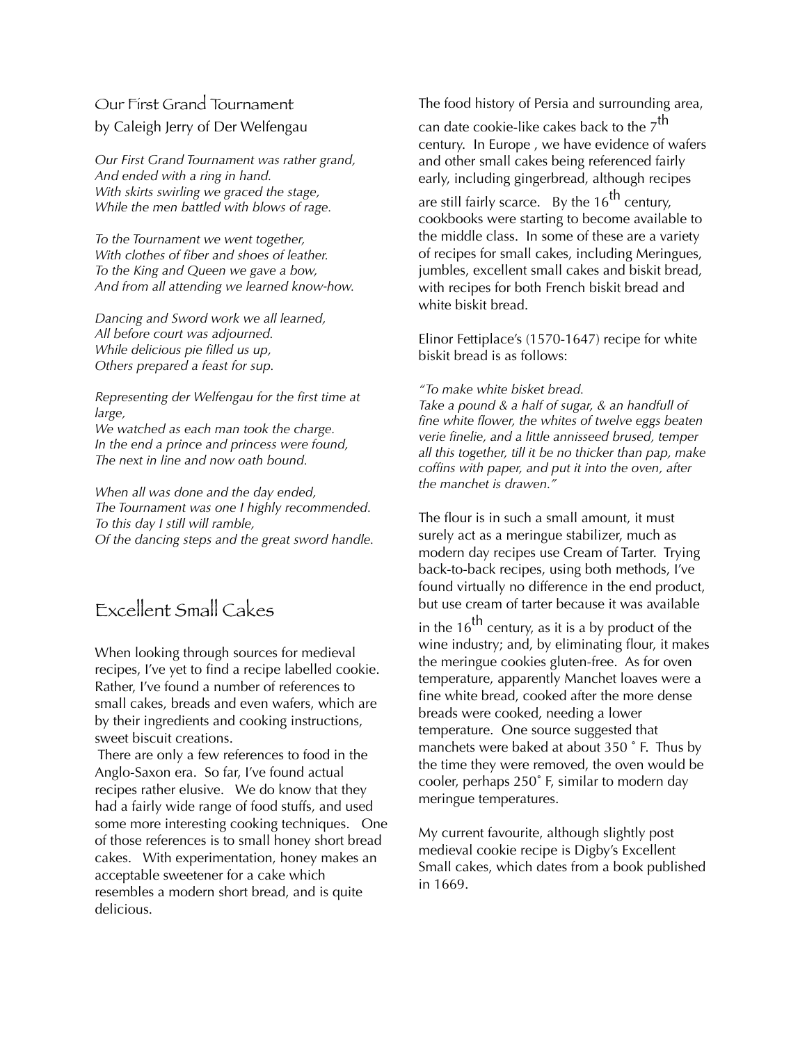## Our First Grand Tournament

by Caleigh Jerry of Der Welfengau

*Our First Grand Tournament was rather grand,*
*And ended with a ring in hand.*
*With skirts swirling we graced the stage,*
*While the men battled with blows of rage.*

*To the Tournament we went together,*
*With clothes of fiber and shoes of leather.*
*To the King and Queen we gave a bow,*
*And from all attending we learned know-how.*

*Dancing and Sword work we all learned,*
*All before court was adjourned.*
*While delicious pie filled us up,*
*Others prepared a feast for sup.*

*Representing der Welfengau for the first time at large,*
*We watched as each man took the charge.*
*In the end a prince and princess were found,*
*The next in line and now oath bound.*

*When all was done and the day ended,*
*The Tournament was one I highly recommended.*
*To this day I still will ramble,*
*Of the dancing steps and the great sword handle.*

## Excellent Small Cakes

When looking through sources for medieval recipes, I've yet to find a recipe labelled cookie. Rather, I've found a number of references to small cakes, breads and even wafers, which are by their ingredients and cooking instructions, sweet biscuit creations.

There are only a few references to food in the Anglo-Saxon era. So far, I've found actual recipes rather elusive. We do know that they had a fairly wide range of food stuffs, and used some more interesting cooking techniques. One of those references is to small honey short bread cakes. With experimentation, honey makes an acceptable sweetener for a cake which resembles a modern short bread, and is quite delicious.

The food history of Persia and surrounding area, can date cookie-like cakes back to the 7th century. In Europe , we have evidence of wafers and other small cakes being referenced fairly early, including gingerbread, although recipes are still fairly scarce. By the 16th century, cookbooks were starting to become available to the middle class. In some of these are a variety of recipes for small cakes, including Meringues, jumbles, excellent small cakes and biskit bread, with recipes for both French biskit bread and white biskit bread.

Elinor Fettiplace's (1570-1647) recipe for white biskit bread is as follows:

*"To make white bisket bread.*
*Take a pound & a half of sugar, & an handfull of fine white flower, the whites of twelve eggs beaten verie finelie, and a little annisseed brused, temper all this together, till it be no thicker than pap, make coffins with paper, and put it into the oven, after the manchet is drawen."*

The flour is in such a small amount, it must surely act as a meringue stabilizer, much as modern day recipes use Cream of Tartar. Trying back-to-back recipes, using both methods, I've found virtually no difference in the end product, but use cream of tarter because it was available in the 16th century, as it is a by product of the wine industry; and, by eliminating flour, it makes the meringue cookies gluten-free. As for oven temperature, apparently Manchet loaves were a fine white bread, cooked after the more dense breads were cooked, needing a lower temperature. One source suggested that manchets were baked at about 350 ˚ F. Thus by the time they were removed, the oven would be cooler, perhaps 250˚ F, similar to modern day meringue temperatures.

My current favourite, although slightly post medieval cookie recipe is Digby's Excellent Small cakes, which dates from a book published in 1669.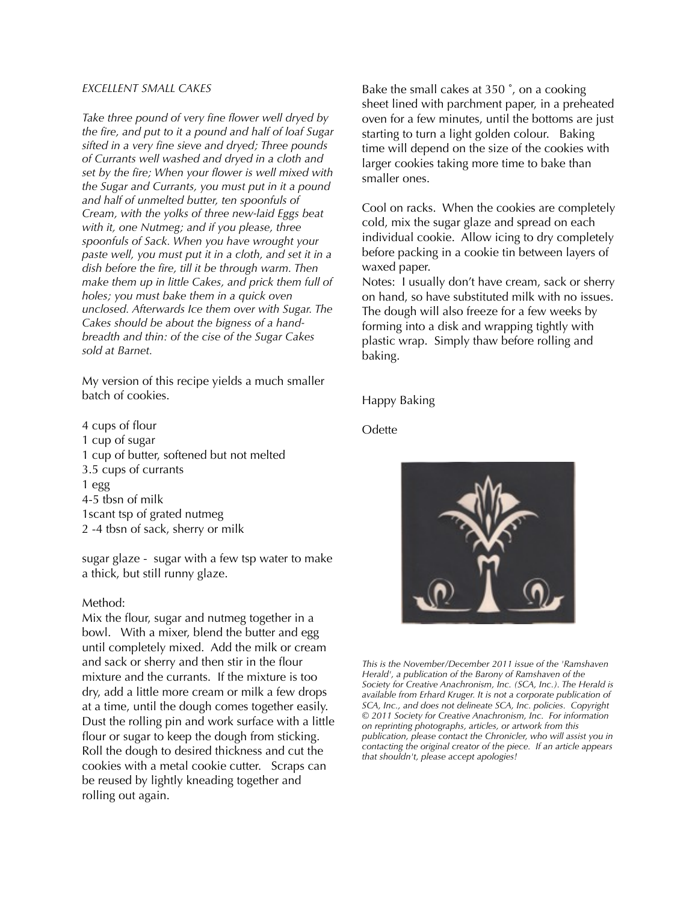*EXCELLENT SMALL CAKES*

*Take three pound of very fine flower well dryed by the fire, and put to it a pound and half of loaf Sugar sifted in a very fine sieve and dryed; Three pounds of Currants well washed and dryed in a cloth and set by the fire; When your flower is well mixed with the Sugar and Currants, you must put in it a pound and half of unmelted butter, ten spoonfuls of Cream, with the yolks of three new-laid Eggs beat with it, one Nutmeg; and if you please, three spoonfuls of Sack. When you have wrought your paste well, you must put it in a cloth, and set it in a dish before the fire, till it be through warm. Then make them up in little Cakes, and prick them full of holes; you must bake them in a quick oven unclosed. Afterwards Ice them over with Sugar. The Cakes should be about the bigness of a hand-breadth and thin: of the cise of the Sugar Cakes sold at Barnet.*

My version of this recipe yields a much smaller batch of cookies.

4 cups of flour
1 cup of sugar
1 cup of butter, softened but not melted
3.5 cups of currants
1 egg
4-5 tbsn of milk
1scant tsp of grated nutmeg
2 -4 tbsn of sack, sherry or milk

sugar glaze - sugar with a few tsp water to make a thick, but still runny glaze.

Method:
Mix the flour, sugar and nutmeg together in a bowl. With a mixer, blend the butter and egg until completely mixed. Add the milk or cream and sack or sherry and then stir in the flour mixture and the currants. If the mixture is too dry, add a little more cream or milk a few drops at a time, until the dough comes together easily. Dust the rolling pin and work surface with a little flour or sugar to keep the dough from sticking. Roll the dough to desired thickness and cut the cookies with a metal cookie cutter. Scraps can be reused by lightly kneading together and rolling out again.

Bake the small cakes at 350 ˚, on a cooking sheet lined with parchment paper, in a preheated oven for a few minutes, until the bottoms are just starting to turn a light golden colour. Baking time will depend on the size of the cookies with larger cookies taking more time to bake than smaller ones.

Cool on racks. When the cookies are completely cold, mix the sugar glaze and spread on each individual cookie. Allow icing to dry completely before packing in a cookie tin between layers of waxed paper.
Notes: I usually don't have cream, sack or sherry on hand, so have substituted milk with no issues. The dough will also freeze for a few weeks by forming into a disk and wrapping tightly with plastic wrap. Simply thaw before rolling and baking.

Happy Baking

Odette

*This is the November/December 2011 issue of the 'Ramshaven Herald', a publication of the Barony of Ramshaven of the Society for Creative Anachronism, Inc. (SCA, Inc.). The Herald is available from Erhard Kruger. It is not a corporate publication of SCA, Inc., and does not delineate SCA, Inc. policies. Copyright © 2011 Society for Creative Anachronism, Inc. For information on reprinting photographs, articles, or artwork from this publication, please contact the Chronicler, who will assist you in contacting the original creator of the piece. If an article appears that shouldn't, please accept apologies!*